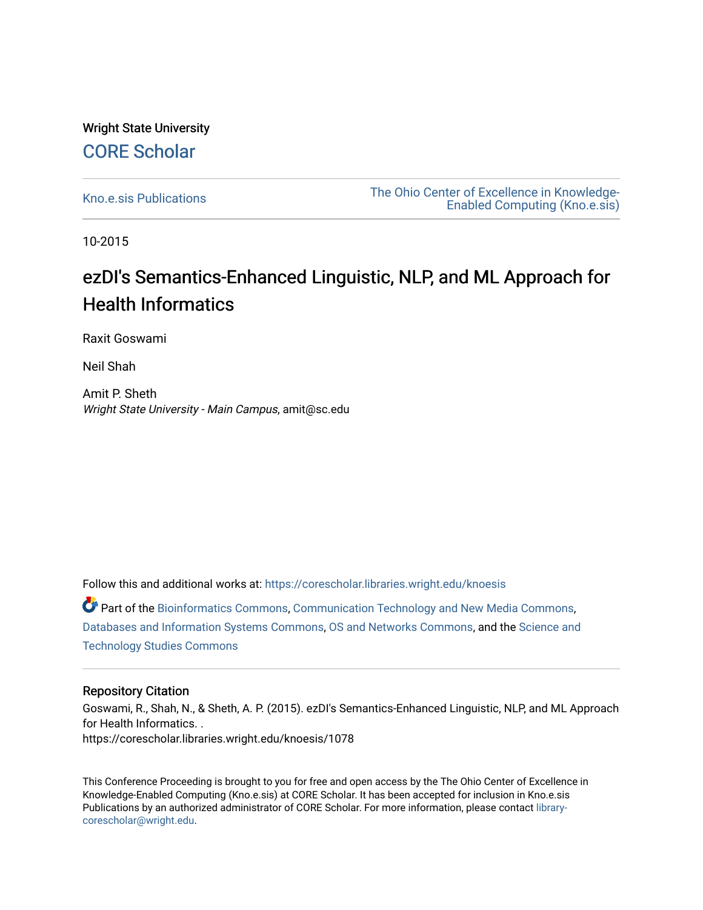Wright State University

CORE Scholar

Kno.e.sis Publications

The Ohio Center of Excellence in Knowledge-Enabled Computing (Kno.e.sis)

10-2015

# ezDI's Semantics-Enhanced Linguistic, NLP, and ML Approach for Health Informatics

Raxit Goswami

Neil Shah

Amit P. Sheth
*Wright State University - Main Campus*, amit@sc.edu

Follow this and additional works at: https://corescholar.libraries.wright.edu/knoesis

Part of the Bioinformatics Commons, Communication Technology and New Media Commons, Databases and Information Systems Commons, OS and Networks Commons, and the Science and Technology Studies Commons

## Repository Citation

Goswami, R., Shah, N., & Sheth, A. P. (2015). ezDI's Semantics-Enhanced Linguistic, NLP, and ML Approach for Health Informatics. .
https://corescholar.libraries.wright.edu/knoesis/1078

This Conference Proceeding is brought to you for free and open access by the The Ohio Center of Excellence in Knowledge-Enabled Computing (Kno.e.sis) at CORE Scholar. It has been accepted for inclusion in Kno.e.sis Publications by an authorized administrator of CORE Scholar. For more information, please contact library-corescholar@wright.edu.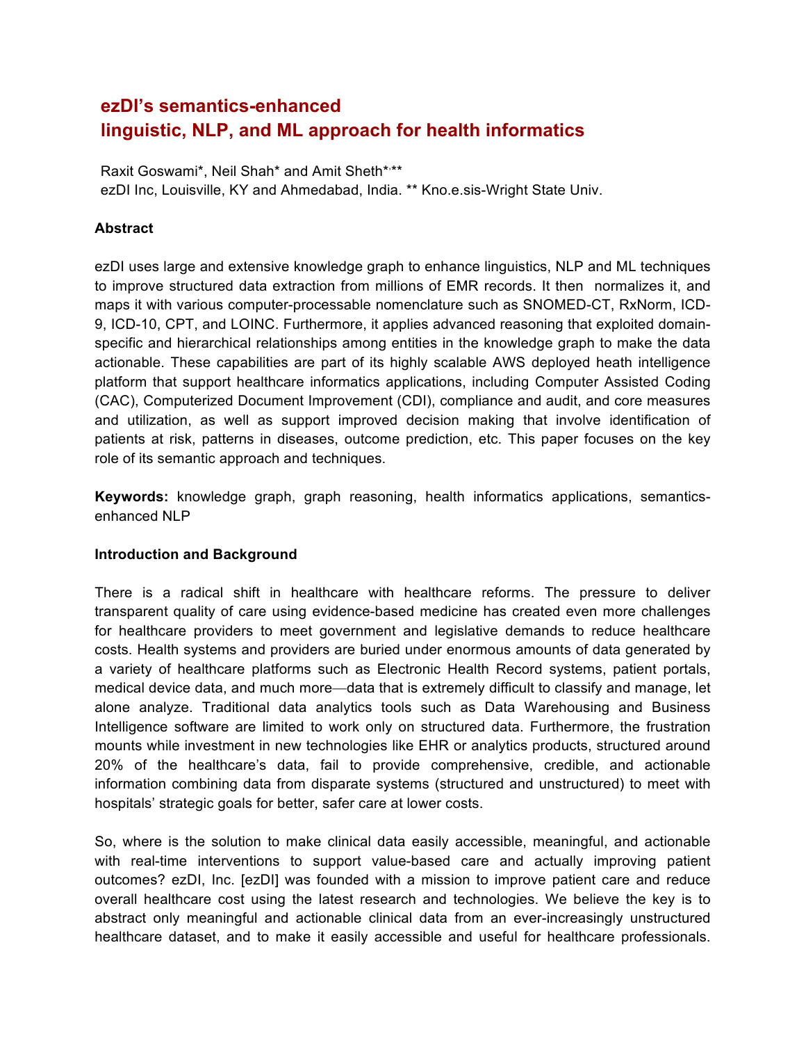# ezDI's semantics-enhanced linguistic, NLP, and ML approach for health informatics

Raxit Goswami*, Neil Shah* and Amit Sheth*,**
ezDI Inc, Louisville, KY and Ahmedabad, India. ** Kno.e.sis-Wright State Univ.

**Abstract**

ezDI uses large and extensive knowledge graph to enhance linguistics, NLP and ML techniques to improve structured data extraction from millions of EMR records. It then normalizes it, and maps it with various computer-processable nomenclature such as SNOMED-CT, RxNorm, ICD-9, ICD-10, CPT, and LOINC. Furthermore, it applies advanced reasoning that exploited domain-specific and hierarchical relationships among entities in the knowledge graph to make the data actionable. These capabilities are part of its highly scalable AWS deployed heath intelligence platform that support healthcare informatics applications, including Computer Assisted Coding (CAC), Computerized Document Improvement (CDI), compliance and audit, and core measures and utilization, as well as support improved decision making that involve identification of patients at risk, patterns in diseases, outcome prediction, etc. This paper focuses on the key role of its semantic approach and techniques.

**Keywords:** knowledge graph, graph reasoning, health informatics applications, semantics-enhanced NLP

**Introduction and Background**

There is a radical shift in healthcare with healthcare reforms. The pressure to deliver transparent quality of care using evidence-based medicine has created even more challenges for healthcare providers to meet government and legislative demands to reduce healthcare costs. Health systems and providers are buried under enormous amounts of data generated by a variety of healthcare platforms such as Electronic Health Record systems, patient portals, medical device data, and much more—data that is extremely difficult to classify and manage, let alone analyze. Traditional data analytics tools such as Data Warehousing and Business Intelligence software are limited to work only on structured data. Furthermore, the frustration mounts while investment in new technologies like EHR or analytics products, structured around 20% of the healthcare's data, fail to provide comprehensive, credible, and actionable information combining data from disparate systems (structured and unstructured) to meet with hospitals' strategic goals for better, safer care at lower costs.

So, where is the solution to make clinical data easily accessible, meaningful, and actionable with real-time interventions to support value-based care and actually improving patient outcomes? ezDI, Inc. [ezDI] was founded with a mission to improve patient care and reduce overall healthcare cost using the latest research and technologies. We believe the key is to abstract only meaningful and actionable clinical data from an ever-increasingly unstructured healthcare dataset, and to make it easily accessible and useful for healthcare professionals.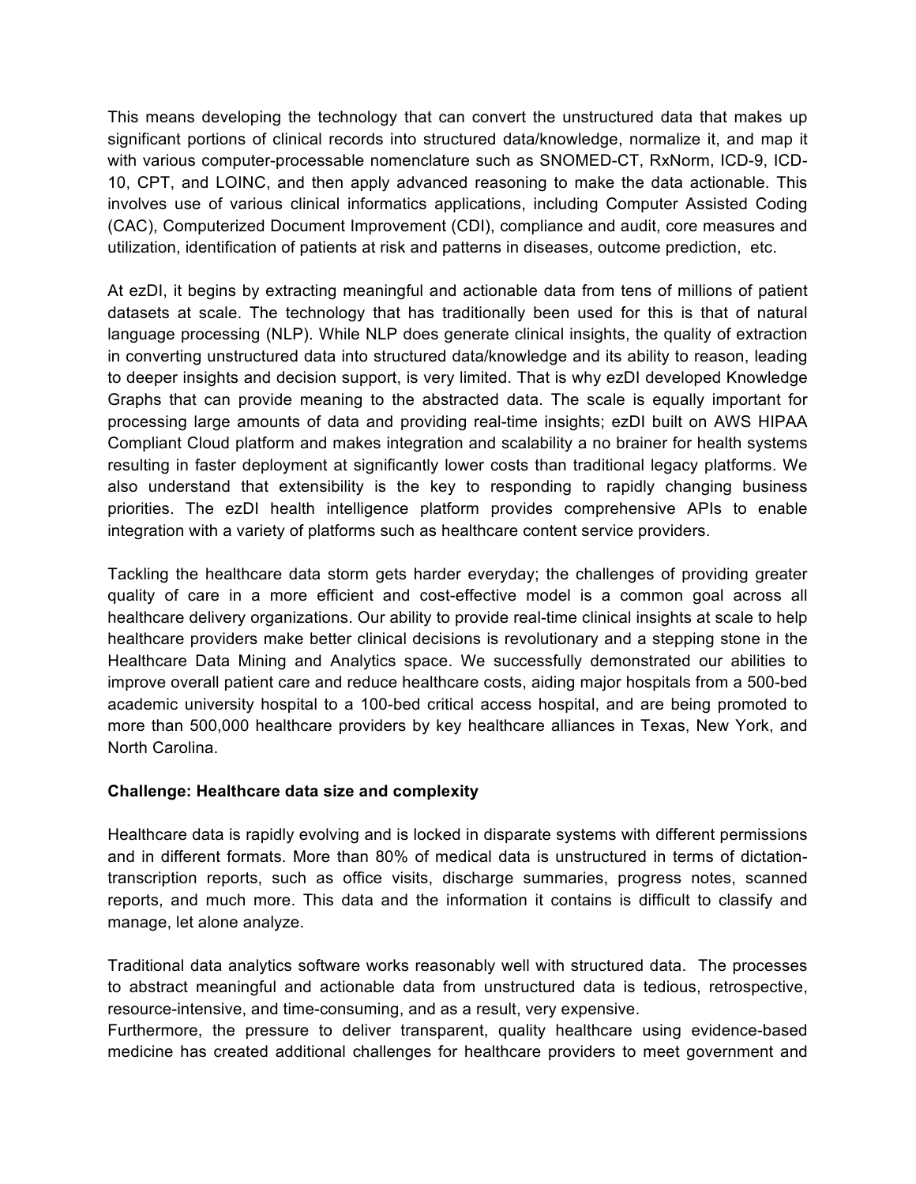This means developing the technology that can convert the unstructured data that makes up significant portions of clinical records into structured data/knowledge, normalize it, and map it with various computer-processable nomenclature such as SNOMED-CT, RxNorm, ICD-9, ICD-10, CPT, and LOINC, and then apply advanced reasoning to make the data actionable. This involves use of various clinical informatics applications, including Computer Assisted Coding (CAC), Computerized Document Improvement (CDI), compliance and audit, core measures and utilization, identification of patients at risk and patterns in diseases, outcome prediction, etc.

At ezDI, it begins by extracting meaningful and actionable data from tens of millions of patient datasets at scale. The technology that has traditionally been used for this is that of natural language processing (NLP). While NLP does generate clinical insights, the quality of extraction in converting unstructured data into structured data/knowledge and its ability to reason, leading to deeper insights and decision support, is very limited. That is why ezDI developed Knowledge Graphs that can provide meaning to the abstracted data. The scale is equally important for processing large amounts of data and providing real-time insights; ezDI built on AWS HIPAA Compliant Cloud platform and makes integration and scalability a no brainer for health systems resulting in faster deployment at significantly lower costs than traditional legacy platforms. We also understand that extensibility is the key to responding to rapidly changing business priorities. The ezDI health intelligence platform provides comprehensive APIs to enable integration with a variety of platforms such as healthcare content service providers.

Tackling the healthcare data storm gets harder everyday; the challenges of providing greater quality of care in a more efficient and cost-effective model is a common goal across all healthcare delivery organizations. Our ability to provide real-time clinical insights at scale to help healthcare providers make better clinical decisions is revolutionary and a stepping stone in the Healthcare Data Mining and Analytics space. We successfully demonstrated our abilities to improve overall patient care and reduce healthcare costs, aiding major hospitals from a 500-bed academic university hospital to a 100-bed critical access hospital, and are being promoted to more than 500,000 healthcare providers by key healthcare alliances in Texas, New York, and North Carolina.

**Challenge: Healthcare data size and complexity**

Healthcare data is rapidly evolving and is locked in disparate systems with different permissions and in different formats. More than 80% of medical data is unstructured in terms of dictation-transcription reports, such as office visits, discharge summaries, progress notes, scanned reports, and much more. This data and the information it contains is difficult to classify and manage, let alone analyze.

Traditional data analytics software works reasonably well with structured data. The processes to abstract meaningful and actionable data from unstructured data is tedious, retrospective, resource-intensive, and time-consuming, and as a result, very expensive.

Furthermore, the pressure to deliver transparent, quality healthcare using evidence-based medicine has created additional challenges for healthcare providers to meet government and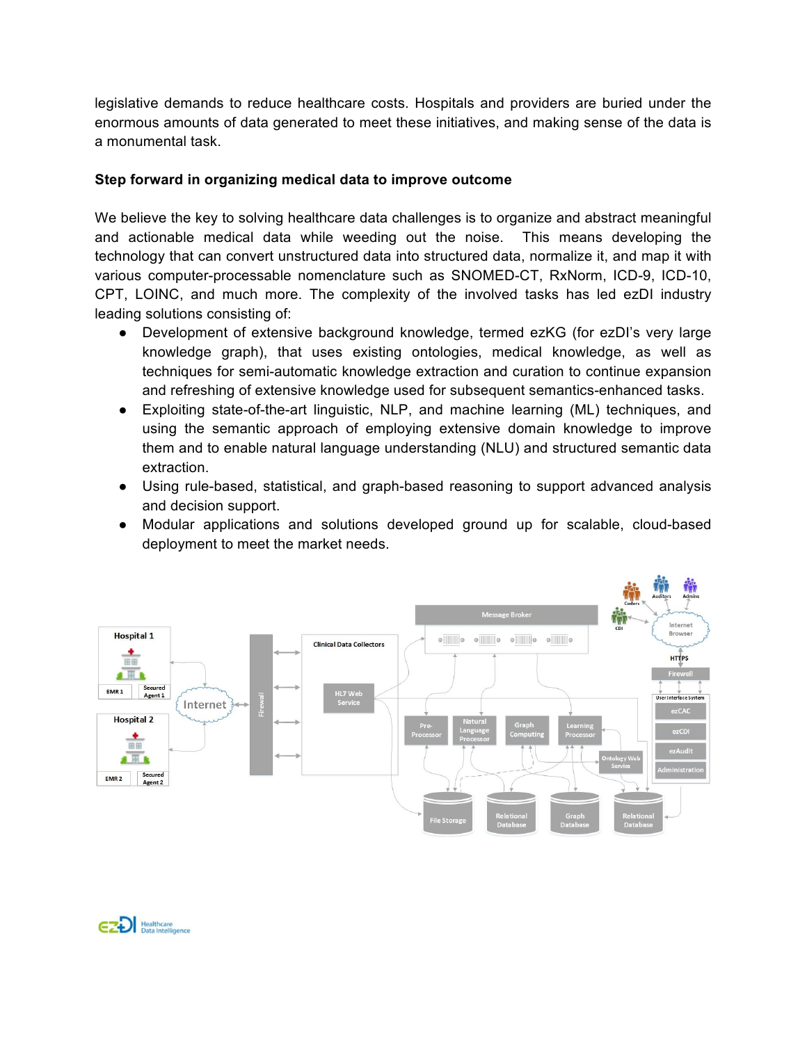legislative demands to reduce healthcare costs. Hospitals and providers are buried under the enormous amounts of data generated to meet these initiatives, and making sense of the data is a monumental task.

**Step forward in organizing medical data to improve outcome**

We believe the key to solving healthcare data challenges is to organize and abstract meaningful and actionable medical data while weeding out the noise. This means developing the technology that can convert unstructured data into structured data, normalize it, and map it with various computer-processable nomenclature such as SNOMED-CT, RxNorm, ICD-9, ICD-10, CPT, LOINC, and much more. The complexity of the involved tasks has led ezDI industry leading solutions consisting of:

- Development of extensive background knowledge, termed ezKG (for ezDI's very large knowledge graph), that uses existing ontologies, medical knowledge, as well as techniques for semi-automatic knowledge extraction and curation to continue expansion and refreshing of extensive knowledge used for subsequent semantics-enhanced tasks.
- Exploiting state-of-the-art linguistic, NLP, and machine learning (ML) techniques, and using the semantic approach of employing extensive domain knowledge to improve them and to enable natural language understanding (NLU) and structured semantic data extraction.
- Using rule-based, statistical, and graph-based reasoning to support advanced analysis and decision support.
- Modular applications and solutions developed ground up for scalable, cloud-based deployment to meet the market needs.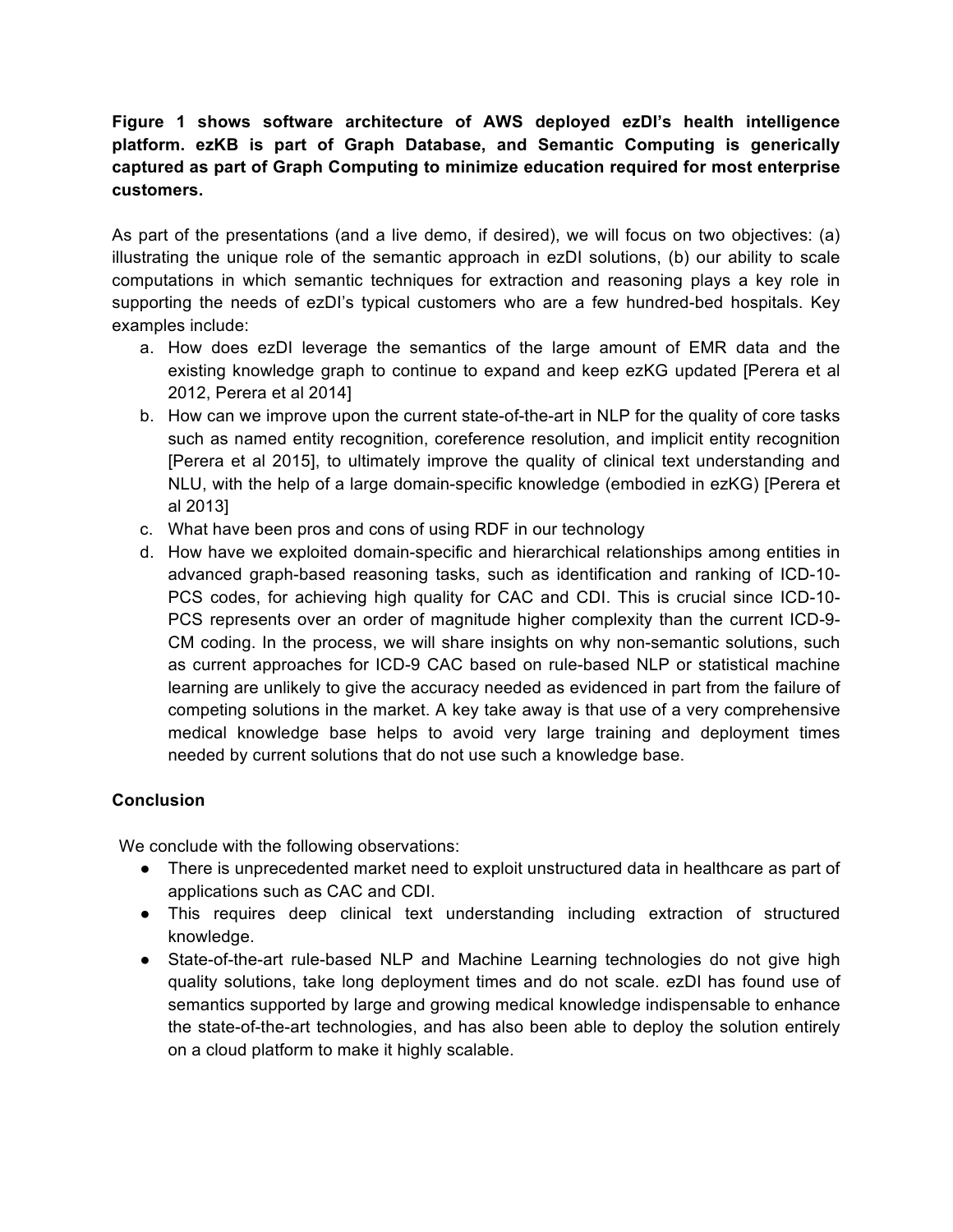**Figure 1 shows software architecture of AWS deployed ezDI's health intelligence platform. ezKB is part of Graph Database, and Semantic Computing is generically captured as part of Graph Computing to minimize education required for most enterprise customers.**

As part of the presentations (and a live demo, if desired), we will focus on two objectives: (a) illustrating the unique role of the semantic approach in ezDI solutions, (b) our ability to scale computations in which semantic techniques for extraction and reasoning plays a key role in supporting the needs of ezDI's typical customers who are a few hundred-bed hospitals. Key examples include:

a. How does ezDI leverage the semantics of the large amount of EMR data and the existing knowledge graph to continue to expand and keep ezKG updated [Perera et al 2012, Perera et al 2014]
b. How can we improve upon the current state-of-the-art in NLP for the quality of core tasks such as named entity recognition, coreference resolution, and implicit entity recognition [Perera et al 2015], to ultimately improve the quality of clinical text understanding and NLU, with the help of a large domain-specific knowledge (embodied in ezKG) [Perera et al 2013]
c. What have been pros and cons of using RDF in our technology
d. How have we exploited domain-specific and hierarchical relationships among entities in advanced graph-based reasoning tasks, such as identification and ranking of ICD-10-PCS codes, for achieving high quality for CAC and CDI. This is crucial since ICD-10-PCS represents over an order of magnitude higher complexity than the current ICD-9-CM coding. In the process, we will share insights on why non-semantic solutions, such as current approaches for ICD-9 CAC based on rule-based NLP or statistical machine learning are unlikely to give the accuracy needed as evidenced in part from the failure of competing solutions in the market. A key take away is that use of a very comprehensive medical knowledge base helps to avoid very large training and deployment times needed by current solutions that do not use such a knowledge base.

**Conclusion**

We conclude with the following observations:

- There is unprecedented market need to exploit unstructured data in healthcare as part of applications such as CAC and CDI.
- This requires deep clinical text understanding including extraction of structured knowledge.
- State-of-the-art rule-based NLP and Machine Learning technologies do not give high quality solutions, take long deployment times and do not scale. ezDI has found use of semantics supported by large and growing medical knowledge indispensable to enhance the state-of-the-art technologies, and has also been able to deploy the solution entirely on a cloud platform to make it highly scalable.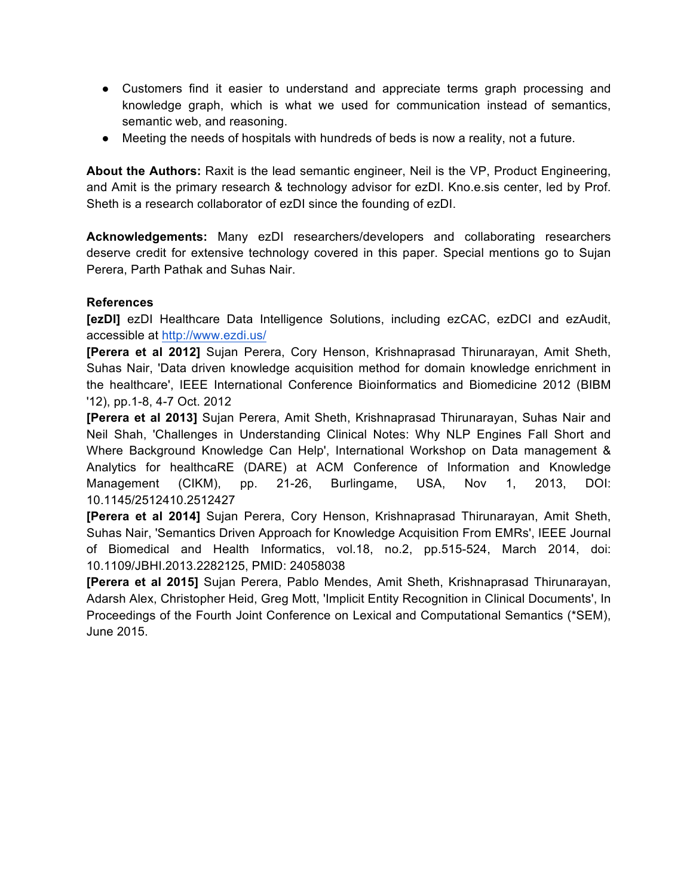- Customers find it easier to understand and appreciate terms graph processing and knowledge graph, which is what we used for communication instead of semantics, semantic web, and reasoning.
- Meeting the needs of hospitals with hundreds of beds is now a reality, not a future.

**About the Authors:** Raxit is the lead semantic engineer, Neil is the VP, Product Engineering, and Amit is the primary research & technology advisor for ezDI. Kno.e.sis center, led by Prof. Sheth is a research collaborator of ezDI since the founding of ezDI.

**Acknowledgements:** Many ezDI researchers/developers and collaborating researchers deserve credit for extensive technology covered in this paper. Special mentions go to Sujan Perera, Parth Pathak and Suhas Nair.

**References**

**[ezDI]** ezDI Healthcare Data Intelligence Solutions, including ezCAC, ezDCI and ezAudit, accessible at http://www.ezdi.us/

**[Perera et al 2012]** Sujan Perera, Cory Henson, Krishnaprasad Thirunarayan, Amit Sheth, Suhas Nair, 'Data driven knowledge acquisition method for domain knowledge enrichment in the healthcare', IEEE International Conference Bioinformatics and Biomedicine 2012 (BIBM '12), pp.1-8, 4-7 Oct. 2012

**[Perera et al 2013]** Sujan Perera, Amit Sheth, Krishnaprasad Thirunarayan, Suhas Nair and Neil Shah, 'Challenges in Understanding Clinical Notes: Why NLP Engines Fall Short and Where Background Knowledge Can Help', International Workshop on Data management & Analytics for healthcaRE (DARE) at ACM Conference of Information and Knowledge Management (CIKM), pp. 21-26, Burlingame, USA, Nov 1, 2013, DOI: 10.1145/2512410.2512427

**[Perera et al 2014]** Sujan Perera, Cory Henson, Krishnaprasad Thirunarayan, Amit Sheth, Suhas Nair, 'Semantics Driven Approach for Knowledge Acquisition From EMRs', IEEE Journal of Biomedical and Health Informatics, vol.18, no.2, pp.515-524, March 2014, doi: 10.1109/JBHI.2013.2282125, PMID: 24058038

**[Perera et al 2015]** Sujan Perera, Pablo Mendes, Amit Sheth, Krishnaprasad Thirunarayan, Adarsh Alex, Christopher Heid, Greg Mott, 'Implicit Entity Recognition in Clinical Documents', In Proceedings of the Fourth Joint Conference on Lexical and Computational Semantics (*SEM), June 2015.